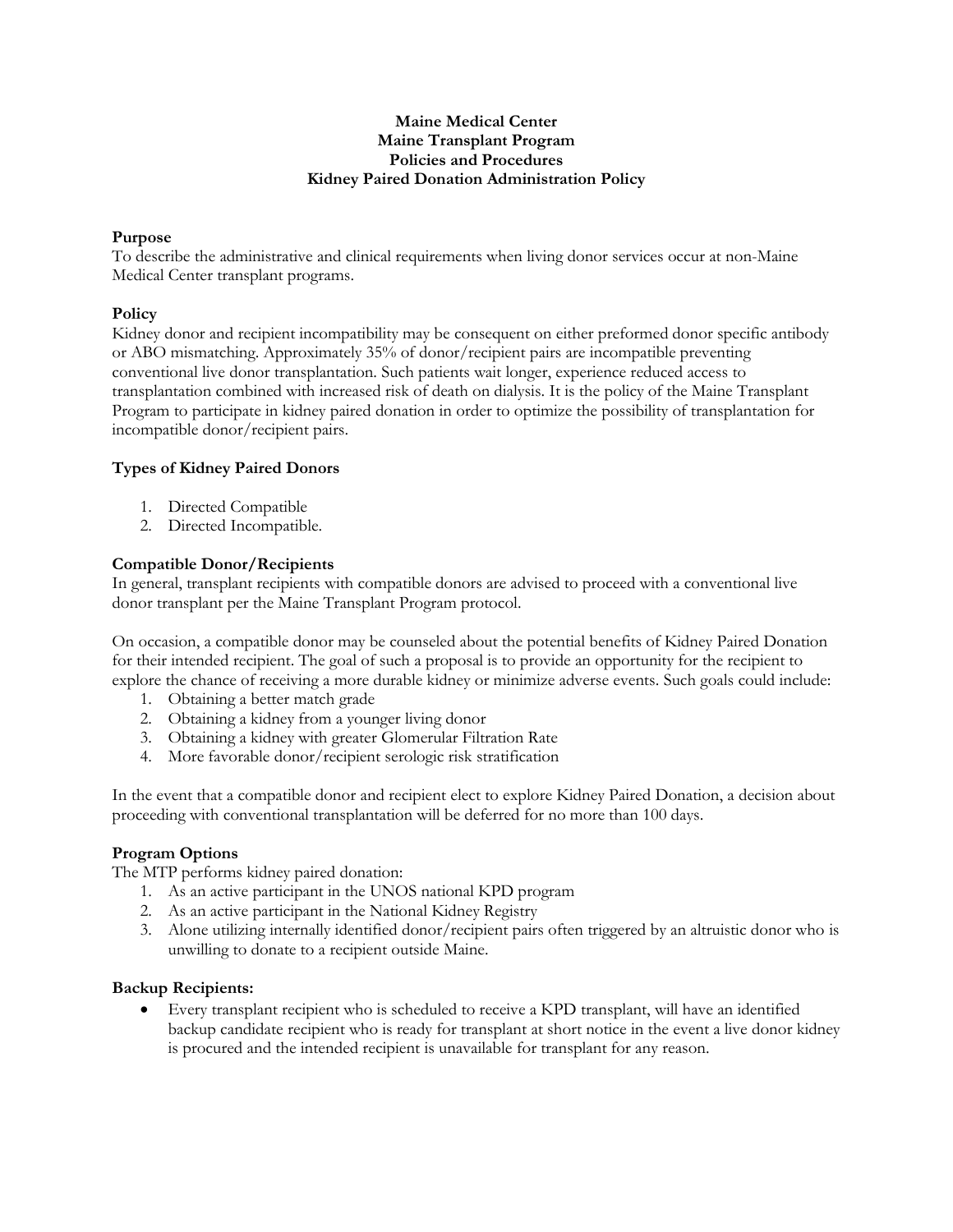# Maine Medical Center
# Maine Transplant Program
# Policies and Procedures
# Kidney Paired Donation Administration Policy

## Purpose

To describe the administrative and clinical requirements when living donor services occur at non-Maine Medical Center transplant programs.

## Policy

Kidney donor and recipient incompatibility may be consequent on either preformed donor specific antibody or ABO mismatching. Approximately 35% of donor/recipient pairs are incompatible preventing conventional live donor transplantation. Such patients wait longer, experience reduced access to transplantation combined with increased risk of death on dialysis. It is the policy of the Maine Transplant Program to participate in kidney paired donation in order to optimize the possibility of transplantation for incompatible donor/recipient pairs.

## Types of Kidney Paired Donors

1. Directed Compatible
2. Directed Incompatible.

## Compatible Donor/Recipients

In general, transplant recipients with compatible donors are advised to proceed with a conventional live donor transplant per the Maine Transplant Program protocol.

On occasion, a compatible donor may be counseled about the potential benefits of Kidney Paired Donation for their intended recipient. The goal of such a proposal is to provide an opportunity for the recipient to explore the chance of receiving a more durable kidney or minimize adverse events. Such goals could include:

1. Obtaining a better match grade
2. Obtaining a kidney from a younger living donor
3. Obtaining a kidney with greater Glomerular Filtration Rate
4. More favorable donor/recipient serologic risk stratification

In the event that a compatible donor and recipient elect to explore Kidney Paired Donation, a decision about proceeding with conventional transplantation will be deferred for no more than 100 days.

## Program Options

The MTP performs kidney paired donation:

1. As an active participant in the UNOS national KPD program
2. As an active participant in the National Kidney Registry
3. Alone utilizing internally identified donor/recipient pairs often triggered by an altruistic donor who is unwilling to donate to a recipient outside Maine.

## Backup Recipients:

- Every transplant recipient who is scheduled to receive a KPD transplant, will have an identified backup candidate recipient who is ready for transplant at short notice in the event a live donor kidney is procured and the intended recipient is unavailable for transplant for any reason.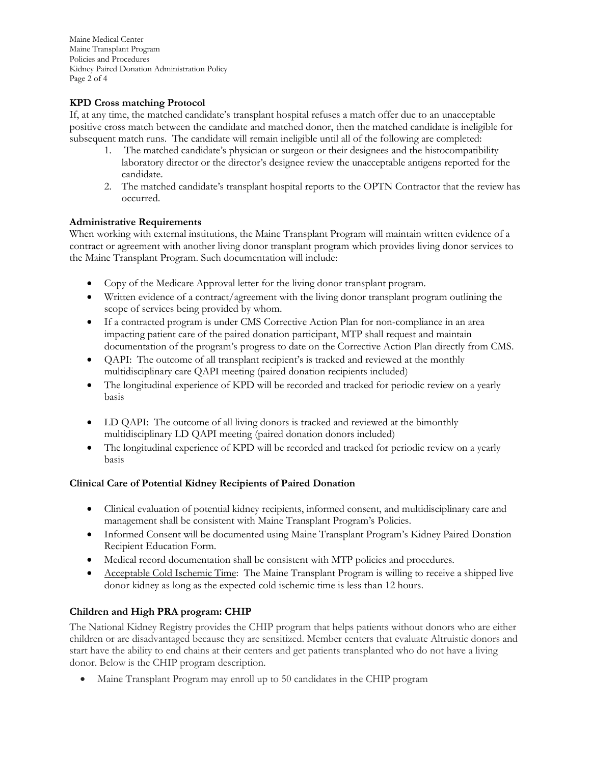**KPD Cross matching Protocol**

If, at any time, the matched candidate's transplant hospital refuses a match offer due to an unacceptable positive cross match between the candidate and matched donor, then the matched candidate is ineligible for subsequent match runs. The candidate will remain ineligible until all of the following are completed:

1. The matched candidate's physician or surgeon or their designees and the histocompatibility laboratory director or the director's designee review the unacceptable antigens reported for the candidate.
2. The matched candidate's transplant hospital reports to the OPTN Contractor that the review has occurred.

**Administrative Requirements**

When working with external institutions, the Maine Transplant Program will maintain written evidence of a contract or agreement with another living donor transplant program which provides living donor services to the Maine Transplant Program. Such documentation will include:

- Copy of the Medicare Approval letter for the living donor transplant program.
- Written evidence of a contract/agreement with the living donor transplant program outlining the scope of services being provided by whom.
- If a contracted program is under CMS Corrective Action Plan for non-compliance in an area impacting patient care of the paired donation participant, MTP shall request and maintain documentation of the program's progress to date on the Corrective Action Plan directly from CMS.
- QAPI: The outcome of all transplant recipient's is tracked and reviewed at the monthly multidisciplinary care QAPI meeting (paired donation recipients included)
- The longitudinal experience of KPD will be recorded and tracked for periodic review on a yearly basis
- LD QAPI: The outcome of all living donors is tracked and reviewed at the bimonthly multidisciplinary LD QAPI meeting (paired donation donors included)
- The longitudinal experience of KPD will be recorded and tracked for periodic review on a yearly basis

**Clinical Care of Potential Kidney Recipients of Paired Donation**

- Clinical evaluation of potential kidney recipients, informed consent, and multidisciplinary care and management shall be consistent with Maine Transplant Program's Policies.
- Informed Consent will be documented using Maine Transplant Program's Kidney Paired Donation Recipient Education Form.
- Medical record documentation shall be consistent with MTP policies and procedures.
- Acceptable Cold Ischemic Time: The Maine Transplant Program is willing to receive a shipped live donor kidney as long as the expected cold ischemic time is less than 12 hours.

**Children and High PRA program: CHIP**

The National Kidney Registry provides the CHIP program that helps patients without donors who are either children or are disadvantaged because they are sensitized. Member centers that evaluate Altruistic donors and start have the ability to end chains at their centers and get patients transplanted who do not have a living donor. Below is the CHIP program description.

- Maine Transplant Program may enroll up to 50 candidates in the CHIP program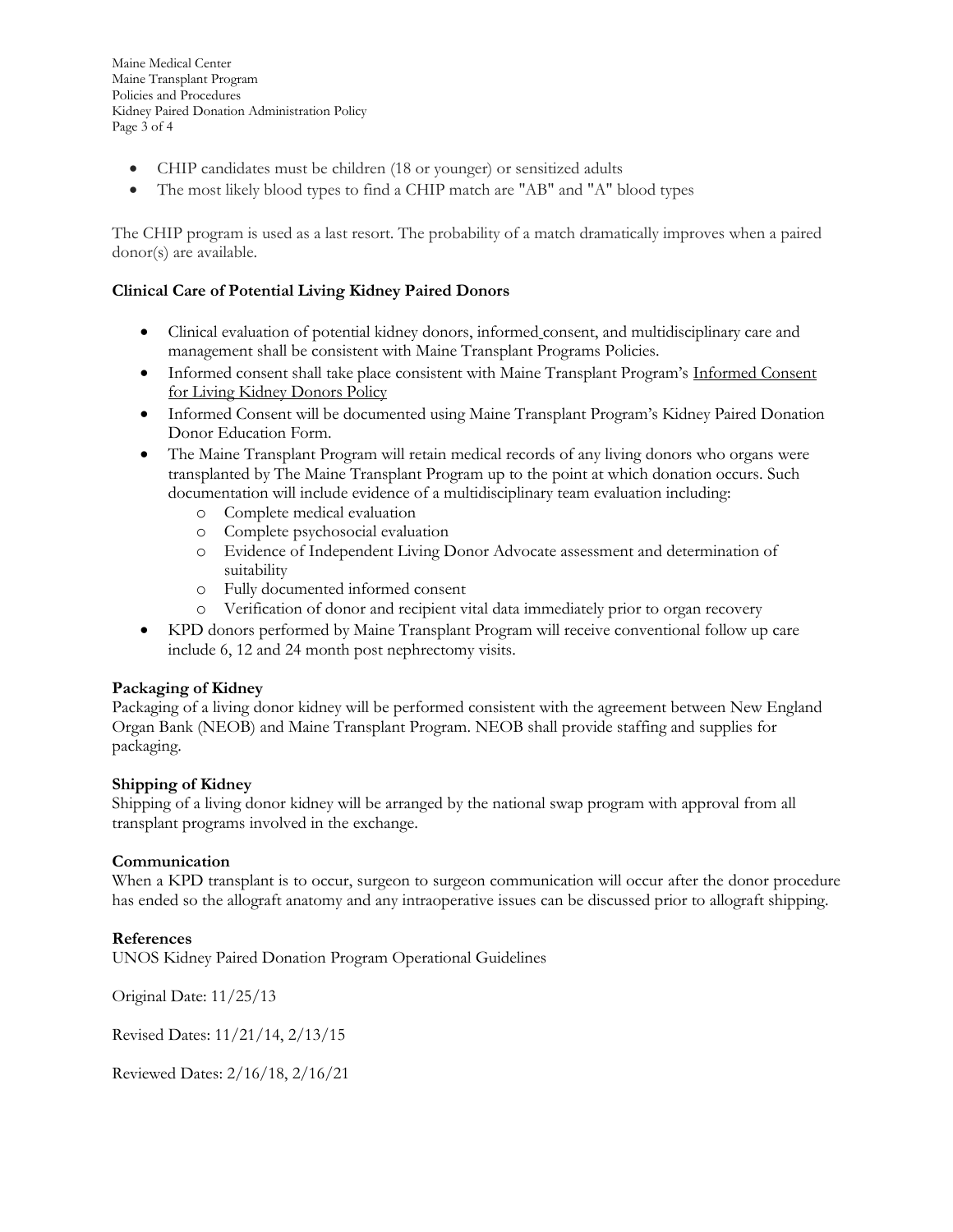- CHIP candidates must be children (18 or younger) or sensitized adults
- The most likely blood types to find a CHIP match are "AB" and "A" blood types

The CHIP program is used as a last resort. The probability of a match dramatically improves when a paired donor(s) are available.

**Clinical Care of Potential Living Kidney Paired Donors**

- Clinical evaluation of potential kidney donors, informed consent, and multidisciplinary care and management shall be consistent with Maine Transplant Programs Policies.
- Informed consent shall take place consistent with Maine Transplant Program's Informed Consent for Living Kidney Donors Policy
- Informed Consent will be documented using Maine Transplant Program's Kidney Paired Donation Donor Education Form.
- The Maine Transplant Program will retain medical records of any living donors who organs were transplanted by The Maine Transplant Program up to the point at which donation occurs. Such documentation will include evidence of a multidisciplinary team evaluation including:
  - Complete medical evaluation
  - Complete psychosocial evaluation
  - Evidence of Independent Living Donor Advocate assessment and determination of suitability
  - Fully documented informed consent
  - Verification of donor and recipient vital data immediately prior to organ recovery
- KPD donors performed by Maine Transplant Program will receive conventional follow up care include 6, 12 and 24 month post nephrectomy visits.

**Packaging of Kidney**

Packaging of a living donor kidney will be performed consistent with the agreement between New England Organ Bank (NEOB) and Maine Transplant Program. NEOB shall provide staffing and supplies for packaging.

**Shipping of Kidney**

Shipping of a living donor kidney will be arranged by the national swap program with approval from all transplant programs involved in the exchange.

**Communication**

When a KPD transplant is to occur, surgeon to surgeon communication will occur after the donor procedure has ended so the allograft anatomy and any intraoperative issues can be discussed prior to allograft shipping.

**References**

UNOS Kidney Paired Donation Program Operational Guidelines

Original Date: 11/25/13

Revised Dates: 11/21/14, 2/13/15

Reviewed Dates: 2/16/18, 2/16/21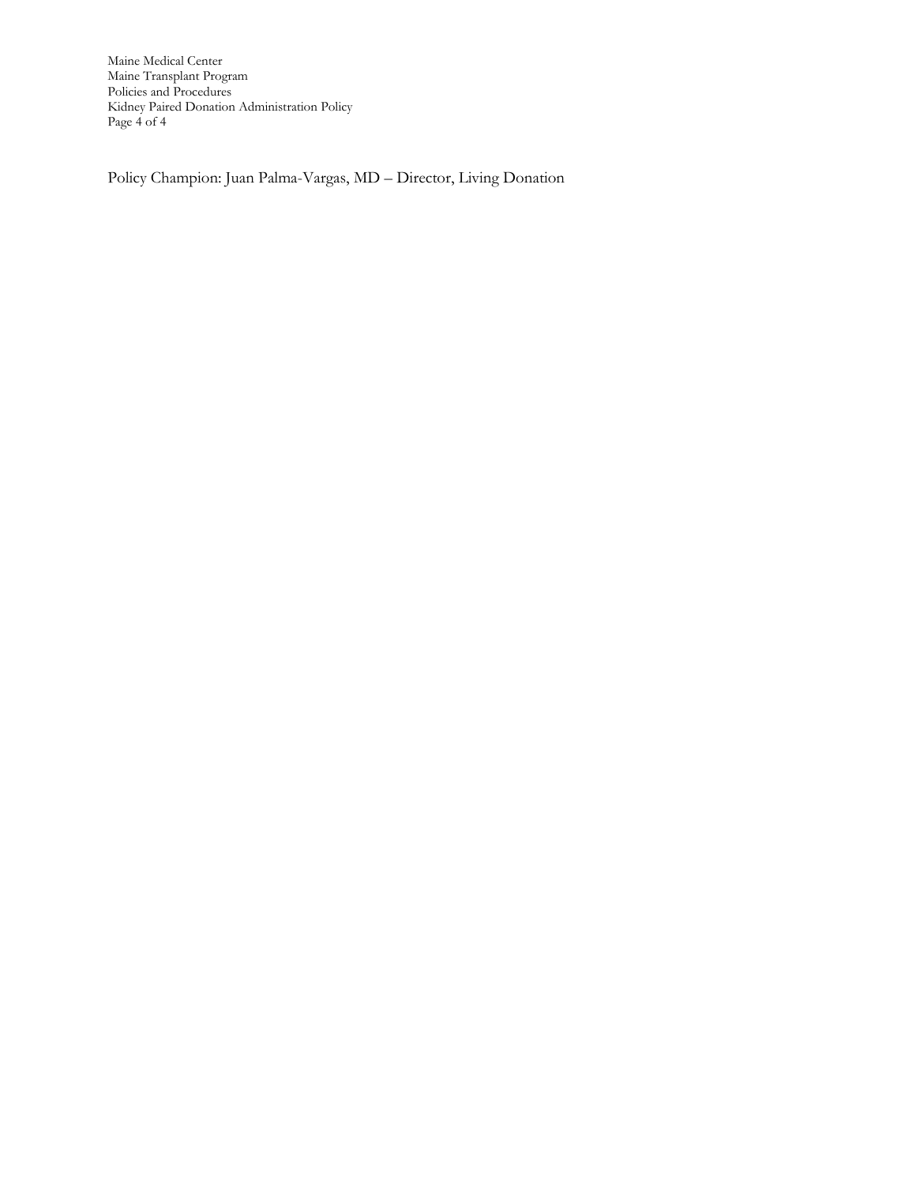Policy Champion: Juan Palma-Vargas, MD – Director, Living Donation